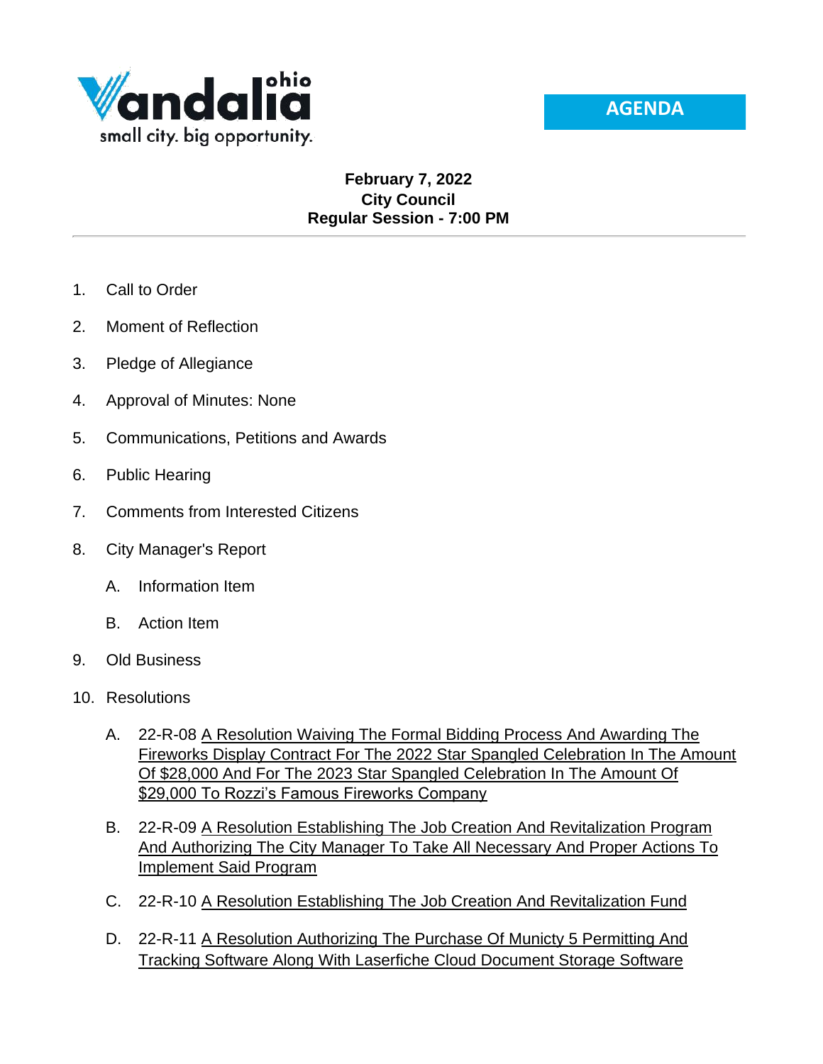Vandalia ohio
small city. big opportunity.

**AGENDA**

**February 7, 2022**
**City Council**
**Regular Session - 7:00 PM**

---

1. Call to Order
2. Moment of Reflection
3. Pledge of Allegiance
4. Approval of Minutes: None
5. Communications, Petitions and Awards
6. Public Hearing
7. Comments from Interested Citizens
8. City Manager's Report
   - A. Information Item
   - B. Action Item
9. Old Business
10. Resolutions
    - A. 22-R-08 A Resolution Waiving The Formal Bidding Process And Awarding The Fireworks Display Contract For The 2022 Star Spangled Celebration In The Amount Of $28,000 And For The 2023 Star Spangled Celebration In The Amount Of $29,000 To Rozzi's Famous Fireworks Company
    - B. 22-R-09 A Resolution Establishing The Job Creation And Revitalization Program And Authorizing The City Manager To Take All Necessary And Proper Actions To Implement Said Program
    - C. 22-R-10 A Resolution Establishing The Job Creation And Revitalization Fund
    - D. 22-R-11 A Resolution Authorizing The Purchase Of Municty 5 Permitting And Tracking Software Along With Laserfiche Cloud Document Storage Software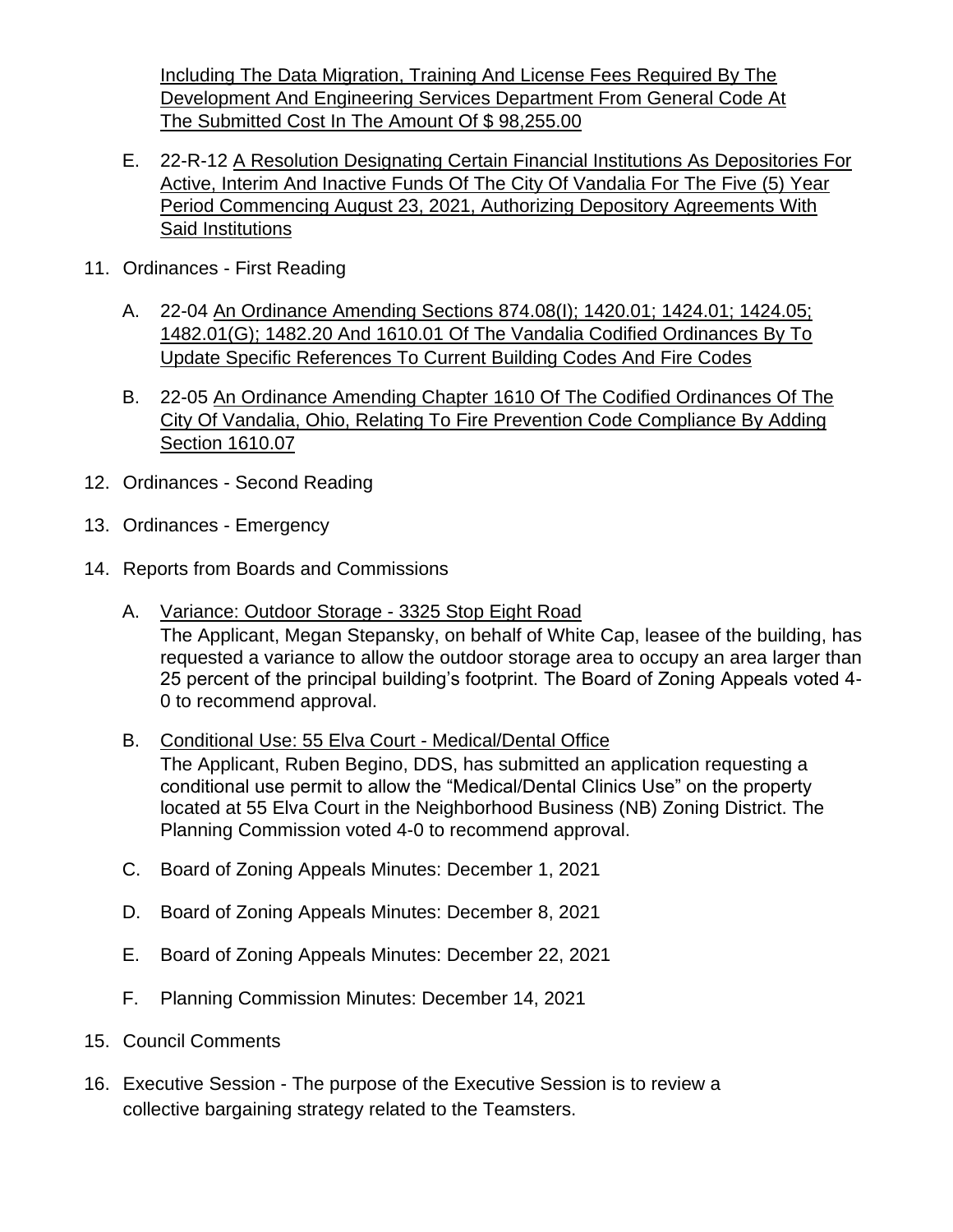Including The Data Migration, Training And License Fees Required By The Development And Engineering Services Department From General Code At The Submitted Cost In The Amount Of $ 98,255.00

E. 22-R-12 A Resolution Designating Certain Financial Institutions As Depositories For Active, Interim And Inactive Funds Of The City Of Vandalia For The Five (5) Year Period Commencing August 23, 2021, Authorizing Depository Agreements With Said Institutions

11. Ordinances - First Reading

    A. 22-04 An Ordinance Amending Sections 874.08(I); 1420.01; 1424.01; 1424.05; 1482.01(G); 1482.20 And 1610.01 Of The Vandalia Codified Ordinances By To Update Specific References To Current Building Codes And Fire Codes

    B. 22-05 An Ordinance Amending Chapter 1610 Of The Codified Ordinances Of The City Of Vandalia, Ohio, Relating To Fire Prevention Code Compliance By Adding Section 1610.07

12. Ordinances - Second Reading

13. Ordinances - Emergency

14. Reports from Boards and Commissions

    A. Variance: Outdoor Storage - 3325 Stop Eight Road
    The Applicant, Megan Stepansky, on behalf of White Cap, leasee of the building, has requested a variance to allow the outdoor storage area to occupy an area larger than 25 percent of the principal building's footprint. The Board of Zoning Appeals voted 4-0 to recommend approval.

    B. Conditional Use: 55 Elva Court - Medical/Dental Office
    The Applicant, Ruben Begino, DDS, has submitted an application requesting a conditional use permit to allow the "Medical/Dental Clinics Use" on the property located at 55 Elva Court in the Neighborhood Business (NB) Zoning District. The Planning Commission voted 4-0 to recommend approval.

    C. Board of Zoning Appeals Minutes: December 1, 2021

    D. Board of Zoning Appeals Minutes: December 8, 2021

    E. Board of Zoning Appeals Minutes: December 22, 2021

    F. Planning Commission Minutes: December 14, 2021

15. Council Comments

16. Executive Session - The purpose of the Executive Session is to review a collective bargaining strategy related to the Teamsters.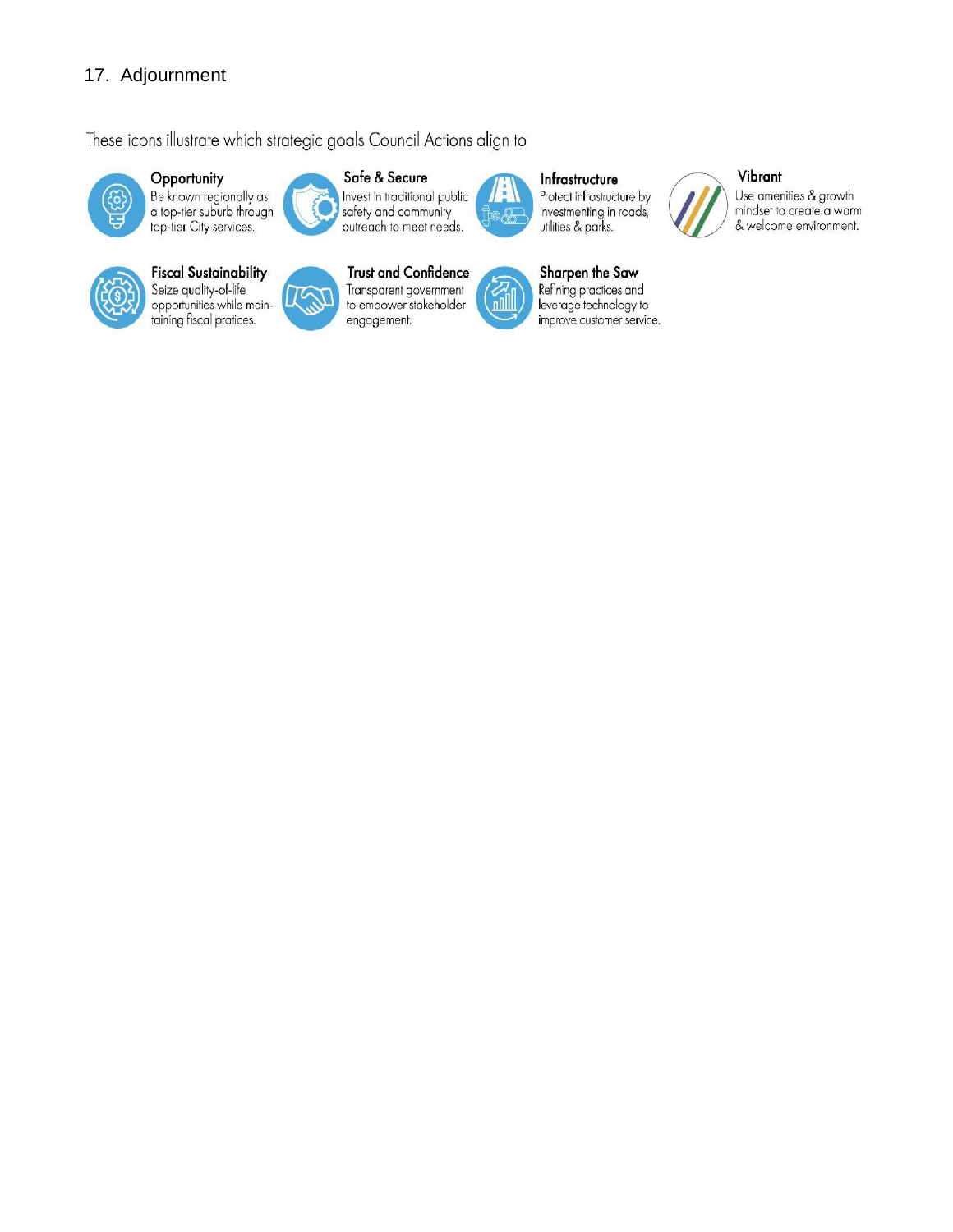17. Adjournment

These icons illustrate which strategic goals Council Actions align to

**Opportunity**
Be known regionally as a top-tier suburb through top-tier City services.

**Safe & Secure**
Invest in traditional public safety and community outreach to meet needs.

**Infrastructure**
Protect infrastructure by investmenting in roads, utilities & parks.

**Vibrant**
Use amenities & growth mindset to create a warm & welcome environment.

**Fiscal Sustainability**
Seize quality-of-life opportunities while maintaining fiscal pratices.

**Trust and Confidence**
Transparent government to empower stakeholder engagement.

**Sharpen the Saw**
Refining practices and leverage technology to improve customer service.